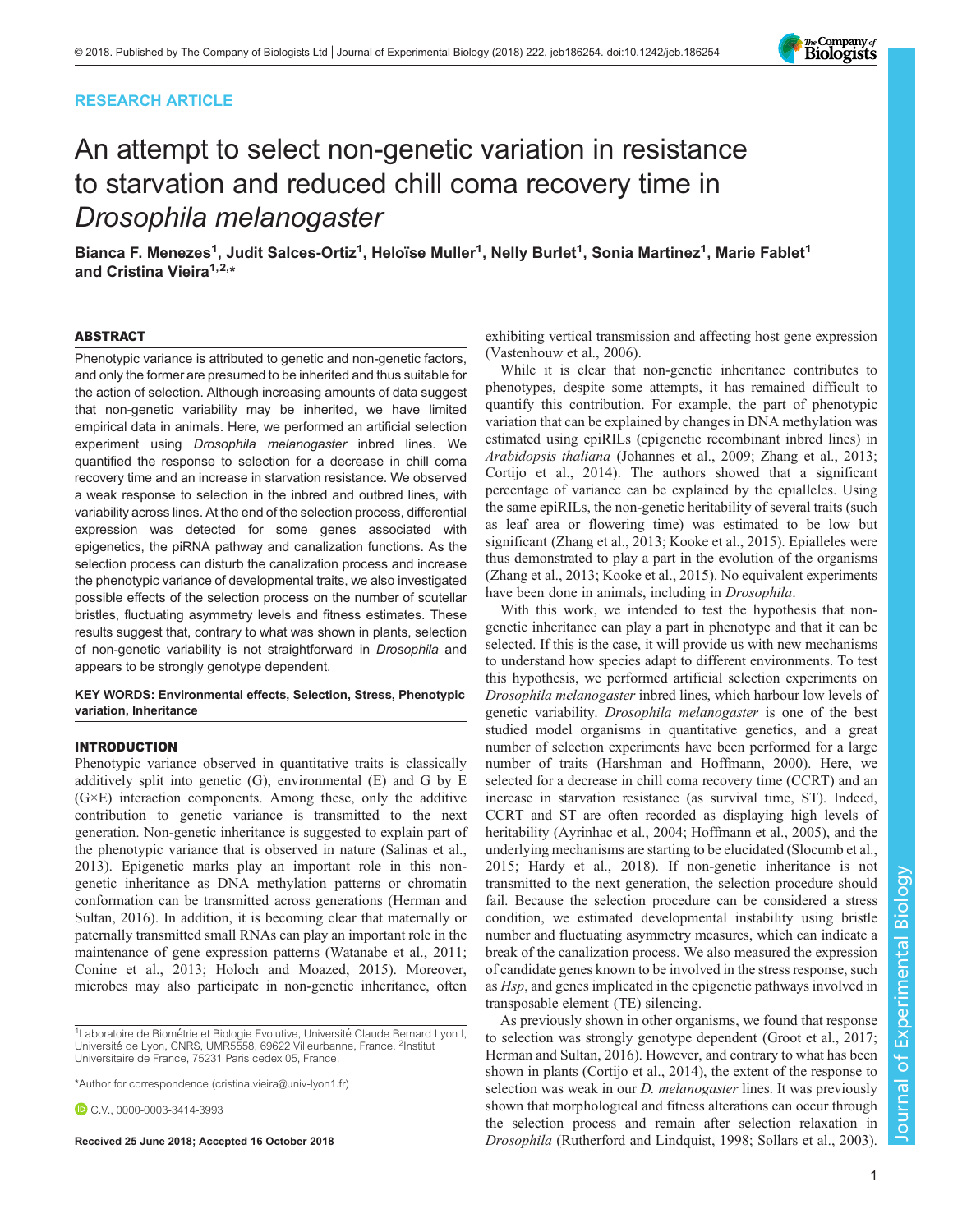RESEARCH ARTICLE

# An attempt to select non-genetic variation in resistance to starvation and reduced chill coma recovery time in *Drosophila melanogaster*

**Bianca F. Menezes[1], Judit Salces-Ortiz[1], Heloïse Muller[1], Nelly Burlet[1], Sonia Martinez[1], Marie Fablet[1] and Cristina Vieira[1,2,*]**

## ABSTRACT

Phenotypic variance is attributed to genetic and non-genetic factors, and only the former are presumed to be inherited and thus suitable for the action of selection. Although increasing amounts of data suggest that non-genetic variability may be inherited, we have limited empirical data in animals. Here, we performed an artificial selection experiment using *Drosophila melanogaster* inbred lines. We quantified the response to selection for a decrease in chill coma recovery time and an increase in starvation resistance. We observed a weak response to selection in the inbred and outbred lines, with variability across lines. At the end of the selection process, differential expression was detected for some genes associated with epigenetics, the piRNA pathway and canalization functions. As the selection process can disturb the canalization process and increase the phenotypic variance of developmental traits, we also investigated possible effects of the selection process on the number of scutellar bristles, fluctuating asymmetry levels and fitness estimates. These results suggest that, contrary to what was shown in plants, selection of non-genetic variability is not straightforward in *Drosophila* and appears to be strongly genotype dependent.

**KEY WORDS: Environmental effects, Selection, Stress, Phenotypic variation, Inheritance**

## INTRODUCTION

Phenotypic variance observed in quantitative traits is classically additively split into genetic (G), environmental (E) and G by E (G×E) interaction components. Among these, only the additive contribution to genetic variance is transmitted to the next generation. Non-genetic inheritance is suggested to explain part of the phenotypic variance that is observed in nature (Salinas et al., 2013). Epigenetic marks play an important role in this non-genetic inheritance as DNA methylation patterns or chromatin conformation can be transmitted across generations (Herman and Sultan, 2016). In addition, it is becoming clear that maternally or paternally transmitted small RNAs can play an important role in the maintenance of gene expression patterns (Watanabe et al., 2011; Conine et al., 2013; Holoch and Moazed, 2015). Moreover, microbes may also participate in non-genetic inheritance, often exhibiting vertical transmission and affecting host gene expression (Vastenhouw et al., 2006).

While it is clear that non-genetic inheritance contributes to phenotypes, despite some attempts, it has remained difficult to quantify this contribution. For example, the part of phenotypic variation that can be explained by changes in DNA methylation was estimated using epiRILs (epigenetic recombinant inbred lines) in *Arabidopsis thaliana* (Johannes et al., 2009; Zhang et al., 2013; Cortijo et al., 2014). The authors showed that a significant percentage of variance can be explained by the epialleles. Using the same epiRILs, the non-genetic heritability of several traits (such as leaf area or flowering time) was estimated to be low but significant (Zhang et al., 2013; Kooke et al., 2015). Epialleles were thus demonstrated to play a part in the evolution of the organisms (Zhang et al., 2013; Kooke et al., 2015). No equivalent experiments have been done in animals, including in *Drosophila*.

With this work, we intended to test the hypothesis that non-genetic inheritance can play a part in phenotype and that it can be selected. If this is the case, it will provide us with new mechanisms to understand how species adapt to different environments. To test this hypothesis, we performed artificial selection experiments on *Drosophila melanogaster* inbred lines, which harbour low levels of genetic variability. *Drosophila melanogaster* is one of the best studied model organisms in quantitative genetics, and a great number of selection experiments have been performed for a large number of traits (Harshman and Hoffmann, 2000). Here, we selected for a decrease in chill coma recovery time (CCRT) and an increase in starvation resistance (as survival time, ST). Indeed, CCRT and ST are often recorded as displaying high levels of heritability (Ayrinhac et al., 2004; Hoffmann et al., 2005), and the underlying mechanisms are starting to be elucidated (Slocumb et al., 2015; Hardy et al., 2018). If non-genetic inheritance is not transmitted to the next generation, the selection procedure should fail. Because the selection procedure can be considered a stress condition, we estimated developmental instability using bristle number and fluctuating asymmetry measures, which can indicate a break of the canalization process. We also measured the expression of candidate genes known to be involved in the stress response, such as *Hsp*, and genes implicated in the epigenetic pathways involved in transposable element (TE) silencing.

As previously shown in other organisms, we found that response to selection was strongly genotype dependent (Groot et al., 2017; Herman and Sultan, 2016). However, and contrary to what has been shown in plants (Cortijo et al., 2014), the extent of the response to selection was weak in our *D. melanogaster* lines. It was previously shown that morphological and fitness alterations can occur through the selection process and remain after selection relaxation in *Drosophila* (Rutherford and Lindquist, 1998; Sollars et al., 2003).

[1]Laboratoire de Biométrie et Biologie Evolutive, Université Claude Bernard Lyon I, Université de Lyon, CNRS, UMR5558, 69622 Villeurbanne, France. [2]Institut Universitaire de France, 75231 Paris cedex 05, France.

*Author for correspondence (cristina.vieira@univ-lyon1.fr)

C.V., 0000-0003-3414-3993

Received 25 June 2018; Accepted 16 October 2018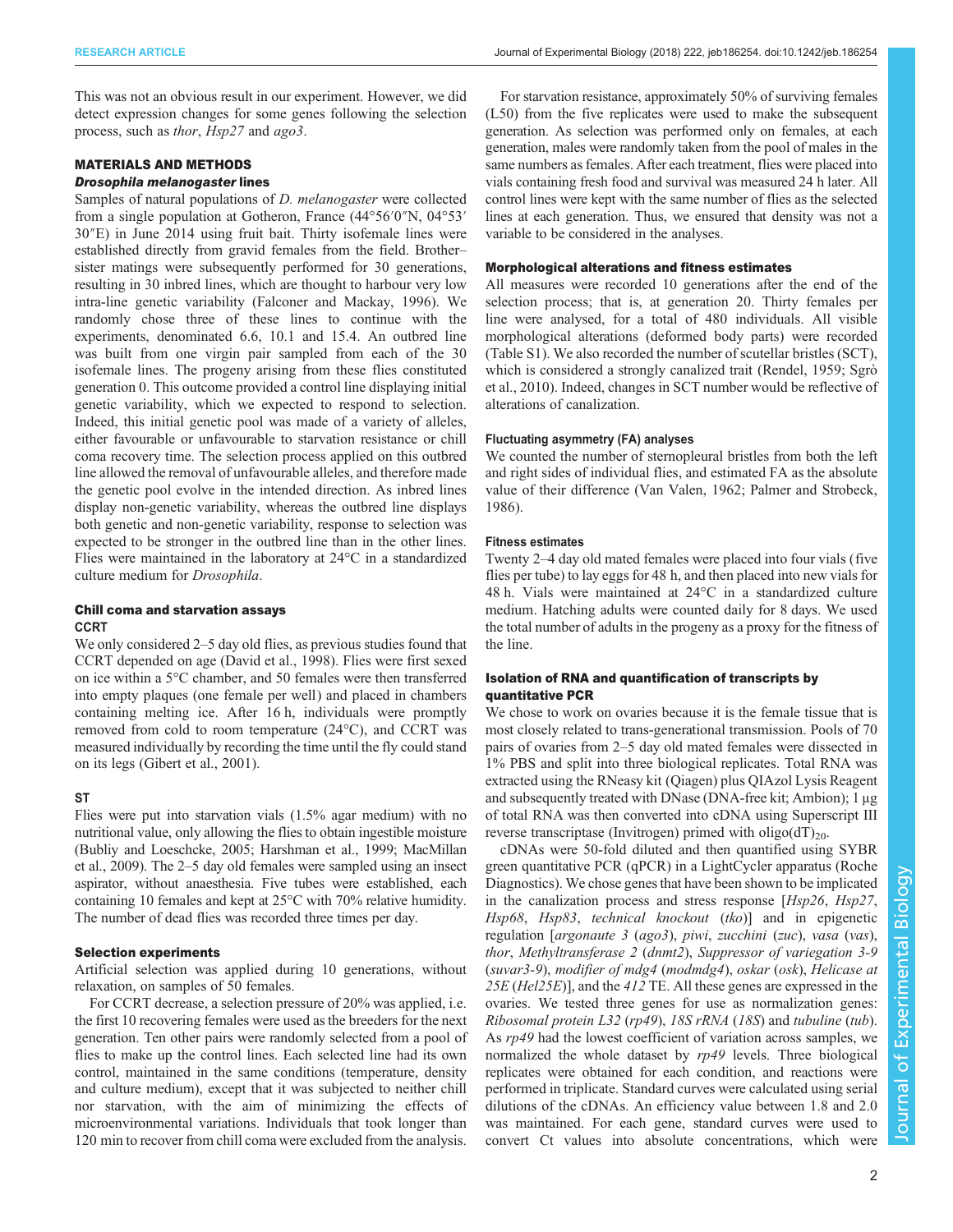This was not an obvious result in our experiment. However, we did detect expression changes for some genes following the selection process, such as *thor*, *Hsp27* and *ago3*.

## MATERIALS AND METHODS

### *Drosophila melanogaster* lines

Samples of natural populations of *D. melanogaster* were collected from a single population at Gotheron, France (44°56′0″N, 04°53′30″E) in June 2014 using fruit bait. Thirty isofemale lines were established directly from gravid females from the field. Brother–sister matings were subsequently performed for 30 generations, resulting in 30 inbred lines, which are thought to harbour very low intra-line genetic variability (Falconer and Mackay, 1996). We randomly chose three of these lines to continue with the experiments, denominated 6.6, 10.1 and 15.4. An outbred line was built from one virgin pair sampled from each of the 30 isofemale lines. The progeny arising from these flies constituted generation 0. This outcome provided a control line displaying initial genetic variability, which we expected to respond to selection. Indeed, this initial genetic pool was made of a variety of alleles, either favourable or unfavourable to starvation resistance or chill coma recovery time. The selection process applied on this outbred line allowed the removal of unfavourable alleles, and therefore made the genetic pool evolve in the intended direction. As inbred lines display non-genetic variability, whereas the outbred line displays both genetic and non-genetic variability, response to selection was expected to be stronger in the outbred line than in the other lines. Flies were maintained in the laboratory at 24°C in a standardized culture medium for *Drosophila*.

### Chill coma and starvation assays

#### CCRT

We only considered 2–5 day old flies, as previous studies found that CCRT depended on age (David et al., 1998). Flies were first sexed on ice within a 5°C chamber, and 50 females were then transferred into empty plaques (one female per well) and placed in chambers containing melting ice. After 16 h, individuals were promptly removed from cold to room temperature (24°C), and CCRT was measured individually by recording the time until the fly could stand on its legs (Gibert et al., 2001).

#### ST

Flies were put into starvation vials (1.5% agar medium) with no nutritional value, only allowing the flies to obtain ingestible moisture (Bubliy and Loeschcke, 2005; Harshman et al., 1999; MacMillan et al., 2009). The 2–5 day old females were sampled using an insect aspirator, without anaesthesia. Five tubes were established, each containing 10 females and kept at 25°C with 70% relative humidity. The number of dead flies was recorded three times per day.

### Selection experiments

Artificial selection was applied during 10 generations, without relaxation, on samples of 50 females.

For CCRT decrease, a selection pressure of 20% was applied, i.e. the first 10 recovering females were used as the breeders for the next generation. Ten other pairs were randomly selected from a pool of flies to make up the control lines. Each selected line had its own control, maintained in the same conditions (temperature, density and culture medium), except that it was subjected to neither chill nor starvation, with the aim of minimizing the effects of microenvironmental variations. Individuals that took longer than 120 min to recover from chill coma were excluded from the analysis.

For starvation resistance, approximately 50% of surviving females (L50) from the five replicates were used to make the subsequent generation. As selection was performed only on females, at each generation, males were randomly taken from the pool of males in the same numbers as females. After each treatment, flies were placed into vials containing fresh food and survival was measured 24 h later. All control lines were kept with the same number of flies as the selected lines at each generation. Thus, we ensured that density was not a variable to be considered in the analyses.

### Morphological alterations and fitness estimates

All measures were recorded 10 generations after the end of the selection process; that is, at generation 20. Thirty females per line were analysed, for a total of 480 individuals. All visible morphological alterations (deformed body parts) were recorded (Table S1). We also recorded the number of scutellar bristles (SCT), which is considered a strongly canalized trait (Rendel, 1959; Sgrò et al., 2010). Indeed, changes in SCT number would be reflective of alterations of canalization.

#### Fluctuating asymmetry (FA) analyses

We counted the number of sternopleural bristles from both the left and right sides of individual flies, and estimated FA as the absolute value of their difference (Van Valen, 1962; Palmer and Strobeck, 1986).

#### Fitness estimates

Twenty 2–4 day old mated females were placed into four vials (five flies per tube) to lay eggs for 48 h, and then placed into new vials for 48 h. Vials were maintained at 24°C in a standardized culture medium. Hatching adults were counted daily for 8 days. We used the total number of adults in the progeny as a proxy for the fitness of the line.

### Isolation of RNA and quantification of transcripts by quantitative PCR

We chose to work on ovaries because it is the female tissue that is most closely related to trans-generational transmission. Pools of 70 pairs of ovaries from 2–5 day old mated females were dissected in 1% PBS and split into three biological replicates. Total RNA was extracted using the RNeasy kit (Qiagen) plus QIAzol Lysis Reagent and subsequently treated with DNase (DNA-free kit; Ambion); 1 µg of total RNA was then converted into cDNA using Superscript III reverse transcriptase (Invitrogen) primed with oligo(dT)$_{20}$.

cDNAs were 50-fold diluted and then quantified using SYBR green quantitative PCR (qPCR) in a LightCycler apparatus (Roche Diagnostics). We chose genes that have been shown to be implicated in the canalization process and stress response [*Hsp26*, *Hsp27*, *Hsp68*, *Hsp83*, *technical knockout* (*tko*)] and in epigenetic regulation [*argonaute 3* (*ago3*), *piwi*, *zucchini* (*zuc*), *vasa* (*vas*), *thor*, *Methyltransferase 2* (*dnmt2*), *Suppressor of variegation 3-9* (*suvar3-9*), *modifier of mdg4* (*modmdg4*), *oskar* (*osk*), *Helicase at 25E* (*Hel25E*)], and the *412* TE. All these genes are expressed in the ovaries. We tested three genes for use as normalization genes: *Ribosomal protein L32* (*rp49*), *18S rRNA* (*18S*) and *tubuline* (*tub*). As *rp49* had the lowest coefficient of variation across samples, we normalized the whole dataset by *rp49* levels. Three biological replicates were obtained for each condition, and reactions were performed in triplicate. Standard curves were calculated using serial dilutions of the cDNAs. An efficiency value between 1.8 and 2.0 was maintained. For each gene, standard curves were used to convert Ct values into absolute concentrations, which were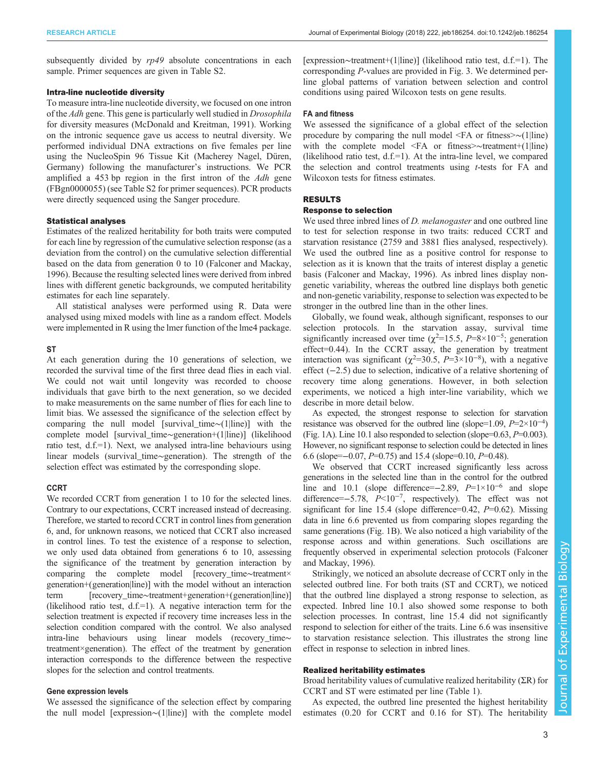subsequently divided by *rp49* absolute concentrations in each sample. Primer sequences are given in Table S2.

### Intra-line nucleotide diversity

To measure intra-line nucleotide diversity, we focused on one intron of the *Adh* gene. This gene is particularly well studied in *Drosophila* for diversity measures (McDonald and Kreitman, 1991). Working on the intronic sequence gave us access to neutral diversity. We performed individual DNA extractions on five females per line using the NucleoSpin 96 Tissue Kit (Macherey Nagel, Düren, Germany) following the manufacturer's instructions. We PCR amplified a 453 bp region in the first intron of the *Adh* gene (FBgn0000055) (see Table S2 for primer sequences). PCR products were directly sequenced using the Sanger procedure.

### Statistical analyses

Estimates of the realized heritability for both traits were computed for each line by regression of the cumulative selection response (as a deviation from the control) on the cumulative selection differential based on the data from generation 0 to 10 (Falconer and Mackay, 1996). Because the resulting selected lines were derived from inbred lines with different genetic backgrounds, we computed heritability estimates for each line separately.

All statistical analyses were performed using R. Data were analysed using mixed models with line as a random effect. Models were implemented in R using the lmer function of the lme4 package.

#### ST

At each generation during the 10 generations of selection, we recorded the survival time of the first three dead flies in each vial. We could not wait until longevity was recorded to choose individuals that gave birth to the next generation, so we decided to make measurements on the same number of flies for each line to limit bias. We assessed the significance of the selection effect by comparing the null model [survival_time~(1|line)] with the complete model [survival_time~generation+(1|line)] (likelihood ratio test, d.f.=1). Next, we analysed intra-line behaviours using linear models (survival_time~generation). The strength of the selection effect was estimated by the corresponding slope.

#### CCRT

We recorded CCRT from generation 1 to 10 for the selected lines. Contrary to our expectations, CCRT increased instead of decreasing. Therefore, we started to record CCRT in control lines from generation 6, and, for unknown reasons, we noticed that CCRT also increased in control lines. To test the existence of a response to selection, we only used data obtained from generations 6 to 10, assessing the significance of the treatment by generation interaction by comparing the complete model [recovery_time~treatment×generation+(generation|line)] with the model without an interaction term [recovery_time~treatment+generation+(generation|line)] (likelihood ratio test, d.f.=1). A negative interaction term for the selection treatment is expected if recovery time increases less in the selection condition compared with the control. We also analysed intra-line behaviours using linear models (recovery_time~treatment×generation). The effect of the treatment by generation interaction corresponds to the difference between the respective slopes for the selection and control treatments.

#### Gene expression levels

We assessed the significance of the selection effect by comparing the null model [expression~(1|line)] with the complete model [expression~treatment+(1|line)] (likelihood ratio test, d.f.=1). The corresponding *P*-values are provided in Fig. 3. We determined per-line global patterns of variation between selection and control conditions using paired Wilcoxon tests on gene results.

#### FA and fitness

We assessed the significance of a global effect of the selection procedure by comparing the null model <FA or fitness>~(1|line) with the complete model <FA or fitness>~treatment+(1|line) (likelihood ratio test, d.f.=1). At the intra-line level, we compared the selection and control treatments using *t*-tests for FA and Wilcoxon tests for fitness estimates.

## RESULTS

### Response to selection

We used three inbred lines of *D. melanogaster* and one outbred line to test for selection response in two traits: reduced CCRT and starvation resistance (2759 and 3881 flies analysed, respectively). We used the outbred line as a positive control for response to selection as it is known that the traits of interest display a genetic basis (Falconer and Mackay, 1996). As inbred lines display non-genetic variability, whereas the outbred line displays both genetic and non-genetic variability, response to selection was expected to be stronger in the outbred line than in the other lines.

Globally, we found weak, although significant, responses to our selection protocols. In the starvation assay, survival time significantly increased over time ($\chi^2$=15.5, $P$=8×10$^{-5}$; generation effect=0.44). In the CCRT assay, the generation by treatment interaction was significant ($\chi^2$=30.5, $P$=3×10$^{-8}$), with a negative effect (−2.5) due to selection, indicative of a relative shortening of recovery time along generations. However, in both selection experiments, we noticed a high inter-line variability, which we describe in more detail below.

As expected, the strongest response to selection for starvation resistance was observed for the outbred line (slope=1.09, $P$=2×10$^{-4}$) (Fig. 1A). Line 10.1 also responded to selection (slope=0.63, $P$=0.003). However, no significant response to selection could be detected in lines 6.6 (slope=−0.07, $P$=0.75) and 15.4 (slope=0.10, $P$=0.48).

We observed that CCRT increased significantly less across generations in the selected line than in the control for the outbred line and 10.1 (slope difference=−2.89, $P$=1×10$^{-6}$ and slope difference=−5.78, $P$<10$^{-7}$, respectively). The effect was not significant for line 15.4 (slope difference=0.42, $P$=0.62). Missing data in line 6.6 prevented us from comparing slopes regarding the same generations (Fig. 1B). We also noticed a high variability of the response across and within generations. Such oscillations are frequently observed in experimental selection protocols (Falconer and Mackay, 1996).

Strikingly, we noticed an absolute decrease of CCRT only in the selected outbred line. For both traits (ST and CCRT), we noticed that the outbred line displayed a strong response to selection, as expected. Inbred line 10.1 also showed some response to both selection processes. In contrast, line 15.4 did not significantly respond to selection for either of the traits. Line 6.6 was insensitive to starvation resistance selection. This illustrates the strong line effect in response to selection in inbred lines.

### Realized heritability estimates

Broad heritability values of cumulative realized heritability (ΣR) for CCRT and ST were estimated per line (Table 1).

As expected, the outbred line presented the highest heritability estimates (0.20 for CCRT and 0.16 for ST). The heritability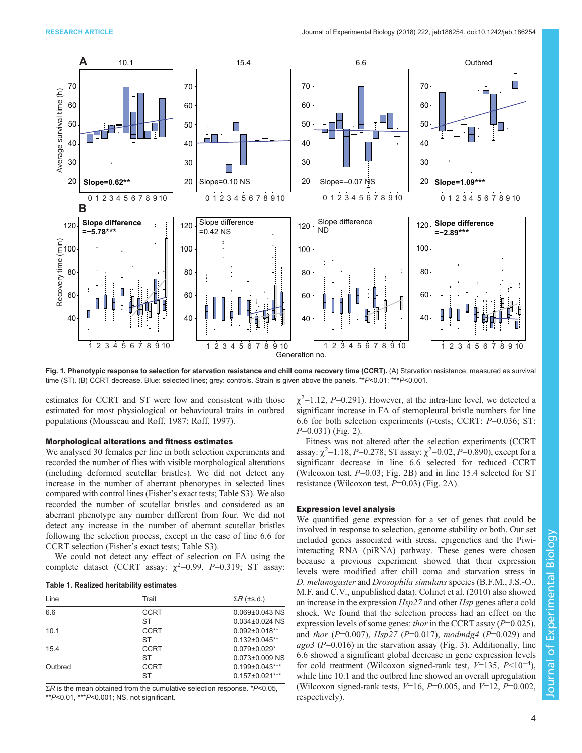Fig. 1. Phenotypic response to selection for starvation resistance and chill coma recovery time (CCRT). (A) Starvation resistance, measured as survival time (ST). (B) CCRT decrease. Blue: selected lines; grey: controls. Strain is given above the panels. **$P$<0.01; ***$P$<0.001.

estimates for CCRT and ST were low and consistent with those estimated for most physiological or behavioural traits in outbred populations (Mousseau and Roff, 1987; Roff, 1997).

### Morphological alterations and fitness estimates

We analysed 30 females per line in both selection experiments and recorded the number of flies with visible morphological alterations (including deformed scutellar bristles). We did not detect any increase in the number of aberrant phenotypes in selected lines compared with control lines (Fisher's exact tests; Table S3). We also recorded the number of scutellar bristles and considered as an aberrant phenotype any number different from four. We did not detect any increase in the number of aberrant scutellar bristles following the selection process, except in the case of line 6.6 for CCRT selection (Fisher's exact tests; Table S3).

We could not detect any effect of selection on FA using the complete dataset (CCRT assay: $\chi^2$=0.99, $P$=0.319; ST assay: $\chi^2$=1.12, $P$=0.291). However, at the intra-line level, we detected a significant increase in FA of sternopleural bristle numbers for line 6.6 for both selection experiments ($t$-tests; CCRT: $P$=0.036; ST: $P$=0.031) (Fig. 2).

Fitness was not altered after the selection experiments (CCRT assay: $\chi^2$=1.18, $P$=0.278; ST assay: $\chi^2$=0.02, $P$=0.890), except for a significant decrease in line 6.6 selected for reduced CCRT (Wilcoxon test, $P$=0.03; Fig. 2B) and in line 15.4 selected for ST resistance (Wilcoxon test, $P$=0.03) (Fig. 2A).

**Table 1. Realized heritability estimates**

| Line | Trait | Σ$R$ (±s.d.) |
|---|---|---|
| 6.6 | CCRT | 0.069±0.043 NS |
| | ST | 0.034±0.024 NS |
| 10.1 | CCRT | 0.092±0.018** |
| | ST | 0.132±0.045** |
| 15.4 | CCRT | 0.079±0.029* |
| | ST | 0.073±0.009 NS |
| Outbred | CCRT | 0.199±0.043*** |
| | ST | 0.157±0.021*** |

Σ$R$ is the mean obtained from the cumulative selection response. *$P$<0.05, **$P$<0.01, ***$P$<0.001; NS, not significant.

### Expression level analysis

We quantified gene expression for a set of genes that could be involved in response to selection, genome stability or both. Our set included genes associated with stress, epigenetics and the Piwi-interacting RNA (piRNA) pathway. These genes were chosen because a previous experiment showed that their expression levels were modified after chill coma and starvation stress in *D. melanogaster* and *Drosophila simulans* species (B.F.M., J.S.-O., M.F. and C.V., unpublished data). Colinet et al. (2010) also showed an increase in the expression *Hsp27* and other *Hsp* genes after a cold shock. We found that the selection process had an effect on the expression levels of some genes: *thor* in the CCRT assay ($P$=0.025), and *thor* ($P$=0.007), *Hsp27* ($P$=0.017), *modmdg4* ($P$=0.029) and *ago3* ($P$=0.016) in the starvation assay (Fig. 3). Additionally, line 6.6 showed a significant global decrease in gene expression levels for cold treatment (Wilcoxon signed-rank test, $V$=135, $P$<$10^{-4}$), while line 10.1 and the outbred line showed an overall upregulation (Wilcoxon signed-rank tests, $V$=16, $P$=0.005, and $V$=12, $P$=0.002, respectively).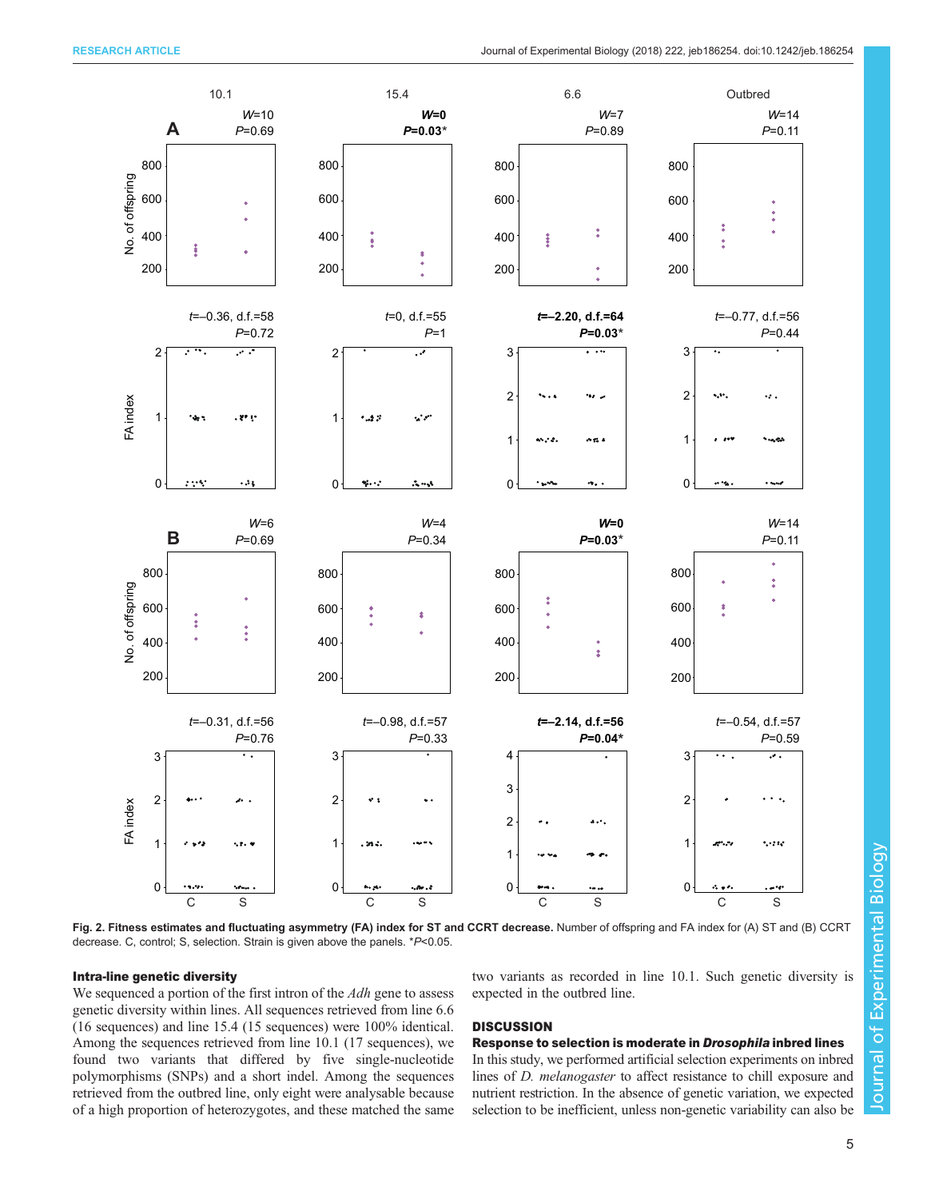**Fig. 2. Fitness estimates and fluctuating asymmetry (FA) index for ST and CCRT decrease.** Number of offspring and FA index for (A) ST and (B) CCRT decrease. C, control; S, selection. Strain is given above the panels. *$P<0.05$.

### Intra-line genetic diversity

We sequenced a portion of the first intron of the *Adh* gene to assess genetic diversity within lines. All sequences retrieved from line 6.6 (16 sequences) and line 15.4 (15 sequences) were 100% identical. Among the sequences retrieved from line 10.1 (17 sequences), we found two variants that differed by five single-nucleotide polymorphisms (SNPs) and a short indel. Among the sequences retrieved from the outbred line, only eight were analysable because of a high proportion of heterozygotes, and these matched the same two variants as recorded in line 10.1. Such genetic diversity is expected in the outbred line.

## DISCUSSION

### Response to selection is moderate in *Drosophila* inbred lines

In this study, we performed artificial selection experiments on inbred lines of *D. melanogaster* to affect resistance to chill exposure and nutrient restriction. In the absence of genetic variation, we expected selection to be inefficient, unless non-genetic variability can also be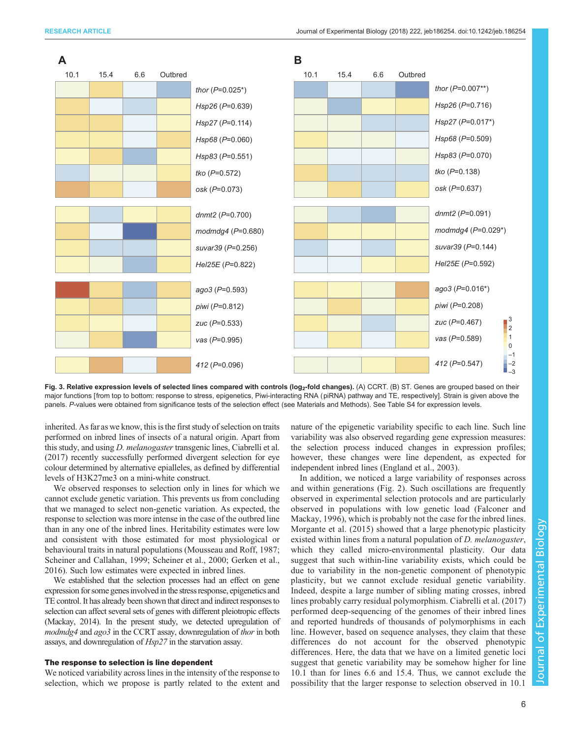**Fig. 3. Relative expression levels of selected lines compared with controls ($log_2$-fold changes).** (A) CCRT. (B) ST. Genes are grouped based on their major functions [from top to bottom: response to stress, epigenetics, Piwi-interacting RNA (piRNA) pathway and TE, respectively]. Strain is given above the panels. *P*-values were obtained from significance tests of the selection effect (see Materials and Methods). See Table S4 for expression levels.

| Gene | A (CCRT) *P* | B (ST) *P* |
|---|---|---|
| *thor* | 0.025* | 0.007** |
| *Hsp26* | 0.639 | 0.716 |
| *Hsp27* | 0.114 | 0.017* |
| *Hsp68* | 0.060 | 0.509 |
| *Hsp83* | 0.551 | 0.070 |
| *tko* | 0.572 | 0.138 |
| *osk* | 0.073 | 0.637 |
| *dnmt2* | 0.700 | 0.091 |
| *modmdg4* | 0.680 | 0.029* |
| *suvar39* | 0.256 | 0.144 |
| *Hel25E* | 0.822 | 0.592 |
| *ago3* | 0.593 | 0.016* |
| *piwi* | 0.812 | 0.208 |
| *zuc* | 0.533 | 0.467 |
| *vas* | 0.995 | 0.589 |
| *412* | 0.096 | 0.547 |

inherited. As far as we know, this is the first study of selection on traits performed on inbred lines of insects of a natural origin. Apart from this study, and using *D. melanogaster* transgenic lines, Ciabrelli et al. (2017) recently successfully performed divergent selection for eye colour determined by alternative epialleles, as defined by differential levels of H3K27me3 on a mini-white construct.

We observed responses to selection only in lines for which we cannot exclude genetic variation. This prevents us from concluding that we managed to select non-genetic variation. As expected, the response to selection was more intense in the case of the outbred line than in any one of the inbred lines. Heritability estimates were low and consistent with those estimated for most physiological or behavioural traits in natural populations (Mousseau and Roff, 1987; Scheiner and Callahan, 1999; Scheiner et al., 2000; Gerken et al., 2016). Such low estimates were expected in inbred lines.

We established that the selection processes had an effect on gene expression for some genes involved in the stress response, epigenetics and TE control. It has already been shown that direct and indirect responses to selection can affect several sets of genes with different pleiotropic effects (Mackay, 2014). In the present study, we detected upregulation of *modmdg4* and *ago3* in the CCRT assay, downregulation of *thor* in both assays, and downregulation of *Hsp27* in the starvation assay.

### The response to selection is line dependent

We noticed variability across lines in the intensity of the response to selection, which we propose is partly related to the extent and nature of the epigenetic variability specific to each line. Such line variability was also observed regarding gene expression measures: the selection process induced changes in expression profiles; however, these changes were line dependent, as expected for independent inbred lines (England et al., 2003).

In addition, we noticed a large variability of responses across and within generations (Fig. 2). Such oscillations are frequently observed in experimental selection protocols and are particularly observed in populations with low genetic load (Falconer and Mackay, 1996), which is probably not the case for the inbred lines. Morgante et al. (2015) showed that a large phenotypic plasticity existed within lines from a natural population of *D. melanogaster*, which they called micro-environmental plasticity. Our data suggest that such within-line variability exists, which could be due to variability in the non-genetic component of phenotypic plasticity, but we cannot exclude residual genetic variability. Indeed, despite a large number of sibling mating crosses, inbred lines probably carry residual polymorphism. Ciabrelli et al. (2017) performed deep-sequencing of the genomes of their inbred lines and reported hundreds of thousands of polymorphisms in each line. However, based on sequence analyses, they claim that these differences do not account for the observed phenotypic differences. Here, the data that we have on a limited genetic loci suggest that genetic variability may be somehow higher for line 10.1 than for lines 6.6 and 15.4. Thus, we cannot exclude the possibility that the larger response to selection observed in 10.1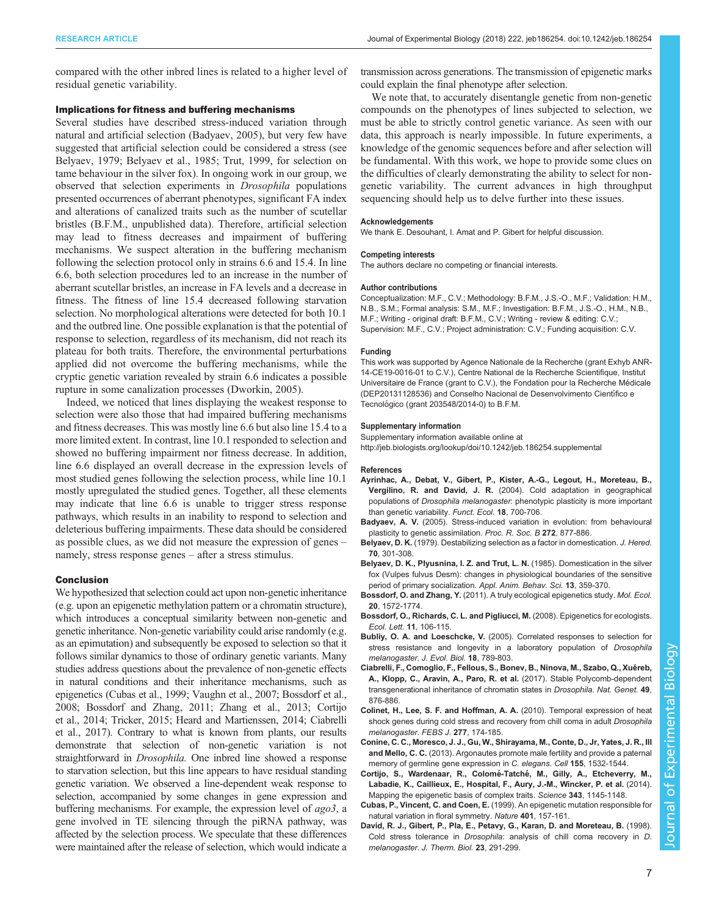compared with the other inbred lines is related to a higher level of residual genetic variability.

### Implications for fitness and buffering mechanisms

Several studies have described stress-induced variation through natural and artificial selection (Badyaev, 2005), but very few have suggested that artificial selection could be considered a stress (see Belyaev, 1979; Belyaev et al., 1985; Trut, 1999, for selection on tame behaviour in the silver fox). In ongoing work in our group, we observed that selection experiments in *Drosophila* populations presented occurrences of aberrant phenotypes, significant FA index and alterations of canalized traits such as the number of scutellar bristles (B.F.M., unpublished data). Therefore, artificial selection may lead to fitness decreases and impairment of buffering mechanisms. We suspect alteration in the buffering mechanism following the selection protocol only in strains 6.6 and 15.4. In line 6.6, both selection procedures led to an increase in the number of aberrant scutellar bristles, an increase in FA levels and a decrease in fitness. The fitness of line 15.4 decreased following starvation selection. No morphological alterations were detected for both 10.1 and the outbred line. One possible explanation is that the potential of response to selection, regardless of its mechanism, did not reach its plateau for both traits. Therefore, the environmental perturbations applied did not overcome the buffering mechanisms, while the cryptic genetic variation revealed by strain 6.6 indicates a possible rupture in some canalization processes (Dworkin, 2005).

Indeed, we noticed that lines displaying the weakest response to selection were also those that had impaired buffering mechanisms and fitness decreases. This was mostly line 6.6 but also line 15.4 to a more limited extent. In contrast, line 10.1 responded to selection and showed no buffering impairment nor fitness decrease. In addition, line 6.6 displayed an overall decrease in the expression levels of most studied genes following the selection process, while line 10.1 mostly upregulated the studied genes. Together, all these elements may indicate that line 6.6 is unable to trigger stress response pathways, which results in an inability to respond to selection and deleterious buffering impairments. These data should be considered as possible clues, as we did not measure the expression of genes – namely, stress response genes – after a stress stimulus.

## Conclusion

We hypothesized that selection could act upon non-genetic inheritance (e.g. upon an epigenetic methylation pattern or a chromatin structure), which introduces a conceptual similarity between non-genetic and genetic inheritance. Non-genetic variability could arise randomly (e.g. as an epimutation) and subsequently be exposed to selection so that it follows similar dynamics to those of ordinary genetic variants. Many studies address questions about the prevalence of non-genetic effects in natural conditions and their inheritance mechanisms, such as epigenetics (Cubas et al., 1999; Vaughn et al., 2007; Bossdorf et al., 2008; Bossdorf and Zhang, 2011; Zhang et al., 2013; Cortijo et al., 2014; Tricker, 2015; Heard and Martienssen, 2014; Ciabrelli et al., 2017). Contrary to what is known from plants, our results demonstrate that selection of non-genetic variation is not straightforward in *Drosophila*. One inbred line showed a response to starvation selection, but this line appears to have residual standing genetic variation. We observed a line-dependent weak response to selection, accompanied by some changes in gene expression and buffering mechanisms. For example, the expression level of *ago3*, a gene involved in TE silencing through the piRNA pathway, was affected by the selection process. We speculate that these differences were maintained after the release of selection, which would indicate a transmission across generations. The transmission of epigenetic marks could explain the final phenotype after selection.

We note that, to accurately disentangle genetic from non-genetic compounds on the phenotypes of lines subjected to selection, we must be able to strictly control genetic variance. As seen with our data, this approach is nearly impossible. In future experiments, a knowledge of the genomic sequences before and after selection will be fundamental. With this work, we hope to provide some clues on the difficulties of clearly demonstrating the ability to select for non-genetic variability. The current advances in high throughput sequencing should help us to delve further into these issues.

#### Acknowledgements

We thank E. Desouhant, I. Amat and P. Gibert for helpful discussion.

#### Competing interests

The authors declare no competing or financial interests.

#### Author contributions

Conceptualization: M.F., C.V.; Methodology: B.F.M., J.S.-O., M.F.; Validation: H.M., N.B., S.M.; Formal analysis: S.M., M.F.; Investigation: B.F.M., J.S.-O., H.M., N.B., M.F.; Writing - original draft: B.F.M., C.V.; Writing - review & editing: C.V.; Supervision: M.F., C.V.; Project administration: C.V.; Funding acquisition: C.V.

#### Funding

This work was supported by Agence Nationale de la Recherche (grant Exhyb ANR-14-CE19-0016-01 to C.V.), Centre National de la Recherche Scientifique, Institut Universitaire de France (grant to C.V.), the Fondation pour la Recherche Médicale (DEP20131128536) and Conselho Nacional de Desenvolvimento Científico e Tecnológico (grant 203548/2014-0) to B.F.M.

#### Supplementary information

Supplementary information available online at
http://jeb.biologists.org/lookup/doi/10.1242/jeb.186254.supplemental

#### References

**Ayrinhac, A., Debat, V., Gibert, P., Kister, A.-G., Legout, H., Moreteau, B., Vergilino, R. and David, J. R.** (2004). Cold adaptation in geographical populations of *Drosophila melanogaster*: phenotypic plasticity is more important than genetic variability. *Funct. Ecol.* **18**, 700-706.

**Badyaev, A. V.** (2005). Stress-induced variation in evolution: from behavioural plasticity to genetic assimilation. *Proc. R. Soc. B* **272**, 877-886.

**Belyaev, D. K.** (1979). Destabilizing selection as a factor in domestication. *J. Hered.* **70**, 301-308.

**Belyaev, D. K., Plyusnina, I. Z. and Trut, L. N.** (1985). Domestication in the silver fox (Vulpes fulvus Desm): changes in physiological boundaries of the sensitive period of primary socialization. *Appl. Anim. Behav. Sci.* **13**, 359-370.

**Bossdorf, O. and Zhang, Y.** (2011). A truly ecological epigenetics study. *Mol. Ecol.* **20**, 1572-1774.

**Bossdorf, O., Richards, C. L. and Pigliucci, M.** (2008). Epigenetics for ecologists. *Ecol. Lett.* **11**, 106-115.

**Bubliy, O. A. and Loeschcke, V.** (2005). Correlated responses to selection for stress resistance and longevity in a laboratory population of *Drosophila melanogaster*. *J. Evol. Biol.* **18**, 789-803.

**Ciabrelli, F., Comoglio, F., Fellous, S., Bonev, B., Ninova, M., Szabo, Q., Xuéreb, A., Klopp, C., Aravin, A., Paro, R. et al.** (2017). Stable Polycomb-dependent transgenerational inheritance of chromatin states in *Drosophila*. *Nat. Genet.* **49**, 876-886.

**Colinet, H., Lee, S. F. and Hoffman, A. A.** (2010). Temporal expression of heat shock genes during cold stress and recovery from chill coma in adult *Drosophila melanogaster*. *FEBS J.* **277**, 174-185.

**Conine, C. C., Moresco, J. J., Gu, W., Shirayama, M., Conte, D., Jr, Yates, J. R., III and Mello, C. C.** (2013). Argonautes promote male fertility and provide a paternal memory of germline gene expression in *C. elegans*. *Cell* **155**, 1532-1544.

**Cortijo, S., Wardenaar, R., Colomé-Tatché, M., Gilly, A., Etcheverry, M., Labadie, K., Caillieux, E., Hospital, F., Aury, J.-M., Wincker, P. et al.** (2014). Mapping the epigenetic basis of complex traits. *Science* **343**, 1145-1148.

**Cubas, P., Vincent, C. and Coen, E.** (1999). An epigenetic mutation responsible for natural variation in floral symmetry. *Nature* **401**, 157-161.

**David, R. J., Gibert, P., Pla, E., Petavy, G., Karan, D. and Moreteau, B.** (1998). Cold stress tolerance in *Drosophila*: analysis of chill coma recovery in *D. melanogaster*. *J. Therm. Biol.* **23**, 291-299.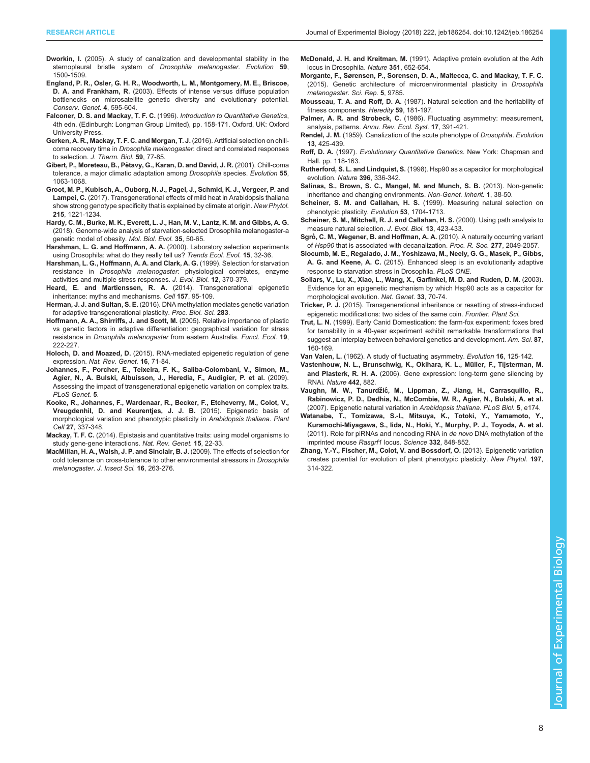**Dworkin, I.** (2005). A study of canalization and developmental stability in the sternopleural bristle system of *Drosophila melanogaster*. *Evolution* **59**, 1500-1509.

**England, P. R., Osler, G. H. R., Woodworth, L. M., Montgomery, M. E., Briscoe, D. A. and Frankham, R.** (2003). Effects of intense versus diffuse population bottlenecks on microsatellite genetic diversity and evolutionary potential. *Conserv. Genet.* **4**, 595-604.

**Falconer, D. S. and Mackay, T. F. C.** (1996). *Introduction to Quantitative Genetics*, 4th edn. (Edinburgh: Longman Group Limited), pp. 158-171. Oxford, UK: Oxford University Press.

**Gerken, A. R., Mackay, T. F. C. and Morgan, T. J.** (2016). Artificial selection on chill-coma recovery time in *Drosophila melanogaster*: direct and correlated responses to selection. *J. Therm. Biol.* **59**, 77-85.

**Gibert, P., Moreteau, B., Pétavy, G., Karan, D. and David, J. R.** (2001). Chill-coma tolerance, a major climatic adaptation among *Drosophila* species. *Evolution* **55**, 1063-1068.

**Groot, M. P., Kubisch, A., Ouborg, N. J., Pagel, J., Schmid, K. J., Vergeer, P. and Lampei, C.** (2017). Transgenerational effects of mild heat in Arabidopsis thaliana show strong genotype specificity that is explained by climate at origin. *New Phytol.* **215**, 1221-1234.

**Hardy, C. M., Burke, M. K., Everett, L. J., Han, M. V., Lantz, K. M. and Gibbs, A. G.** (2018). Genome-wide analysis of starvation-selected Drosophila melanogaster-a genetic model of obesity. *Mol. Biol. Evol.* **35**, 50-65.

**Harshman, L. G. and Hoffmann, A. A.** (2000). Laboratory selection experiments using Drosophila: what do they really tell us? *Trends Ecol. Evol.* **15**, 32-36.

**Harshman, L. G., Hoffmann, A. A. and Clark, A. G.** (1999). Selection for starvation resistance in *Drosophila melanogaster*: physiological correlates, enzyme activities and multiple stress responses. *J. Evol. Biol.* **12**, 370-379.

**Heard, E. and Martienssen, R. A.** (2014). Transgenerational epigenetic inheritance: myths and mechanisms. *Cell* **157**, 95-109.

**Herman, J. J. and Sultan, S. E.** (2016). DNA methylation mediates genetic variation for adaptive transgenerational plasticity. *Proc. Biol. Sci.* **283**.

**Hoffmann, A. A., Shirriffs, J. and Scott, M.** (2005). Relative importance of plastic vs genetic factors in adaptive differentiation: geographical variation for stress resistance in *Drosophila melanogaster* from eastern Australia. *Funct. Ecol.* **19**, 222-227.

**Holoch, D. and Moazed, D.** (2015). RNA-mediated epigenetic regulation of gene expression. *Nat. Rev. Genet.* **16**, 71-84.

**Johannes, F., Porcher, E., Teixeira, F. K., Saliba-Colombani, V., Simon, M., Agier, N., A. Bulski, Albuisson, J., Heredia, F., Audigier, P. et al.** (2009). Assessing the impact of transgenerational epigenetic variation on complex traits. *PLoS Genet.* **5**.

**Kooke, R., Johannes, F., Wardenaar, R., Becker, F., Etcheverry, M., Colot, V., Vreugdenhil, D. and Keurentjes, J. J. B.** (2015). Epigenetic basis of morphological variation and phenotypic plasticity in *Arabidopsis thaliana*. *Plant Cell* **27**, 337-348.

**Mackay, T. F. C.** (2014). Epistasis and quantitative traits: using model organisms to study gene-gene interactions. *Nat. Rev. Genet.* **15**, 22-33.

**MacMillan, H. A., Walsh, J. P. and Sinclair, B. J.** (2009). The effects of selection for cold tolerance on cross-tolerance to other environmental stressors in *Drosophila melanogaster*. *J. Insect Sci.* **16**, 263-276.

**McDonald, J. H. and Kreitman, M.** (1991). Adaptive protein evolution at the Adh locus in Drosophila. *Nature* **351**, 652-654.

**Morgante, F., Sørensen, P., Sorensen, D. A., Maltecca, C. and Mackay, T. F. C.** (2015). Genetic architecture of microenvironmental plasticity in *Drosophila melanogaster*. *Sci. Rep.* **5**, 9785.

**Mousseau, T. A. and Roff, D. A.** (1987). Natural selection and the heritability of fitness components. *Heredity* **59**, 181-197.

**Palmer, A. R. and Strobeck, C.** (1986). Fluctuating asymmetry: measurement, analysis, patterns. *Annu. Rev. Ecol. Syst.* **17**, 391-421.

**Rendel, J. M.** (1959). Canalization of the scute phenotype of *Drosophila*. *Evolution* **13**, 425-439.

**Roff, D. A.** (1997). *Evolutionary Quantitative Genetics*. New York: Chapman and Hall. pp. 118-163.

**Rutherford, S. L. and Lindquist, S.** (1998). Hsp90 as a capacitor for morphological evolution. *Nature* **396**, 336-342.

**Salinas, S., Brown, S. C., Mangel, M. and Munch, S. B.** (2013). Non-genetic inheritance and changing environments. *Non-Genet. Inherit.* **1**, 38-50.

**Scheiner, S. M. and Callahan, H. S.** (1999). Measuring natural selection on phenotypic plasticity. *Evolution* **53**, 1704-1713.

**Scheiner, S. M., Mitchell, R. J. and Callahan, H. S.** (2000). Using path analysis to measure natural selection. *J. Evol. Biol.* **13**, 423-433.

**Sgrò, C. M., Wegener, B. and Hoffman, A. A.** (2010). A naturally occurring variant of *Hsp90* that is associated with decanalization. *Proc. R. Soc.* **277**, 2049-2057.

**Slocumb, M. E., Regalado, J. M., Yoshizawa, M., Neely, G. G., Masek, P., Gibbs, A. G. and Keene, A. C.** (2015). Enhanced sleep is an evolutionarily adaptive response to starvation stress in Drosophila. *PLoS ONE*.

**Sollars, V., Lu, X., Xiao, L., Wang, X., Garfinkel, M. D. and Ruden, D. M.** (2003). Evidence for an epigenetic mechanism by which Hsp90 acts as a capacitor for morphological evolution. *Nat. Genet.* **33**, 70-74.

**Tricker, P. J.** (2015). Transgenerational inheritance or resetting of stress-induced epigenetic modifications: two sides of the same coin. *Frontier. Plant Sci.*

**Trut, L. N.** (1999). Early Canid Domestication: the farm-fox experiment: foxes bred for tamability in a 40-year experiment exhibit remarkable transformations that suggest an interplay between behavioral genetics and development. *Am. Sci.* **87**, 160-169.

**Van Valen, L.** (1962). A study of fluctuating asymmetry. *Evolution* **16**, 125-142.

**Vastenhouw, N. L., Brunschwig, K., Okihara, K. L., Müller, F., Tijsterman, M. and Plasterk, R. H. A.** (2006). Gene expression: long-term gene silencing by RNAi. *Nature* **442**, 882.

**Vaughn, M. W., Tanurdžić, M., Lippman, Z., Jiang, H., Carrasquillo, R., Rabinowicz, P. D., Dedhia, N., McCombie, W. R., Agier, N., Bulski, A. et al.** (2007). Epigenetic natural variation in *Arabidopsis thaliana*. *PLoS Biol.* **5**, e174.

**Watanabe, T., Tomizawa, S.-I., Mitsuya, K., Totoki, Y., Yamamoto, Y., Kuramochi-Miyagawa, S., Iida, N., Hoki, Y., Murphy, P. J., Toyoda, A. et al.** (2011). Role for piRNAs and noncoding RNA in *de novo* DNA methylation of the imprinted mouse *Rasgrf1* locus. *Science* **332**, 848-852.

**Zhang, Y.-Y., Fischer, M., Colot, V. and Bossdorf, O.** (2013). Epigenetic variation creates potential for evolution of plant phenotypic plasticity. *New Phytol.* **197**, 314-322.